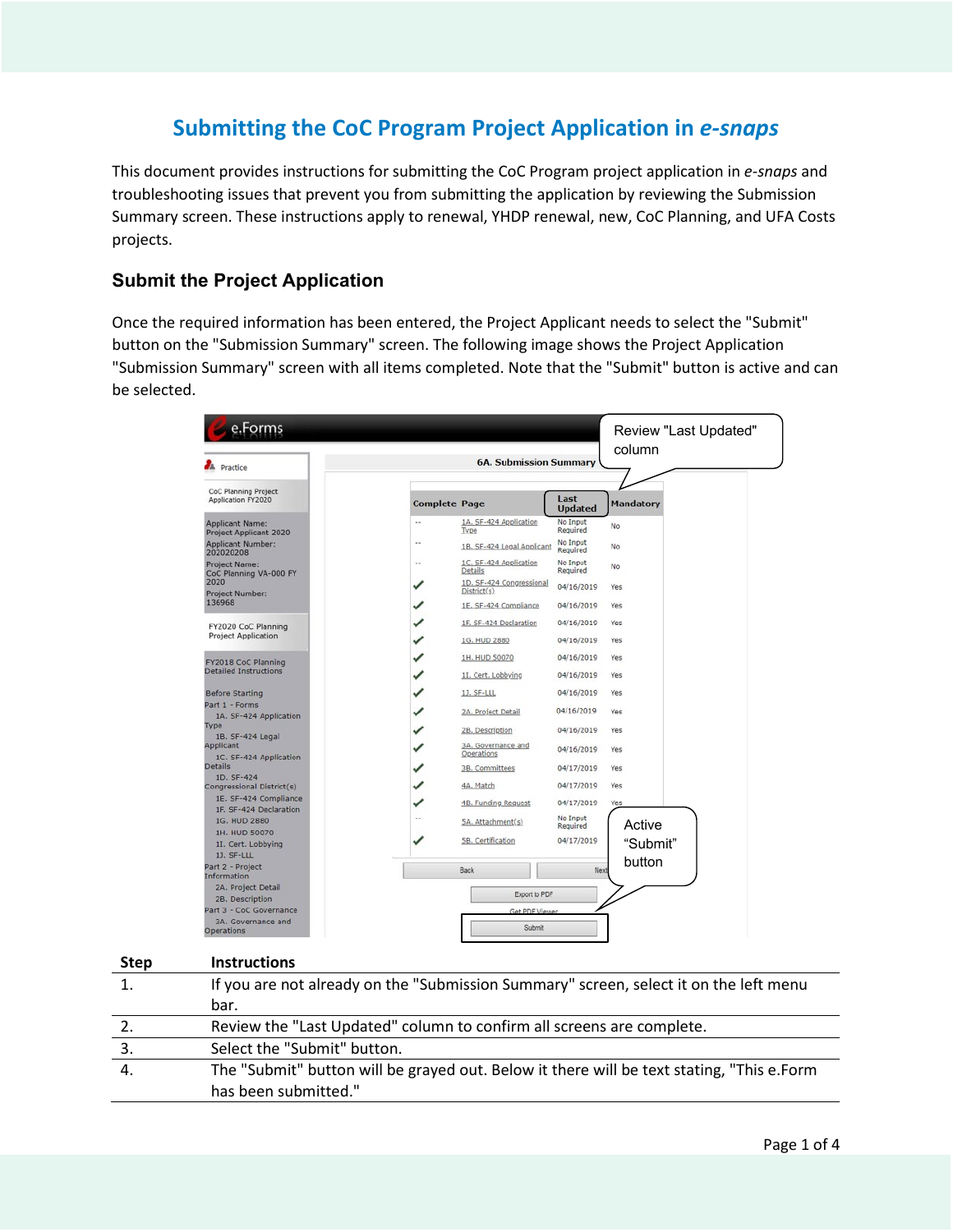# Submitting the CoC Program Project Application in *e-snaps*

This document provides instructions for submitting the CoC Program project application in *e-snaps* and troubleshooting issues that prevent you from submitting the application by reviewing the Submission Summary screen. These instructions apply to renewal, YHDP renewal, new, CoC Planning, and UFA Costs projects.

## Submit the Project Application

Once the required information has been entered, the Project Applicant needs to select the "Submit" button on the "Submission Summary" screen. The following image shows the Project Application "Submission Summary" screen with all items completed. Note that the "Submit" button is active and can be selected.

| Step | Instructions |
|---|---|
| 1. | If you are not already on the "Submission Summary" screen, select it on the left menu bar. |
| 2. | Review the "Last Updated" column to confirm all screens are complete. |
| 3. | Select the "Submit" button. |
| 4. | The "Submit" button will be grayed out. Below it there will be text stating, "This e.Form has been submitted." |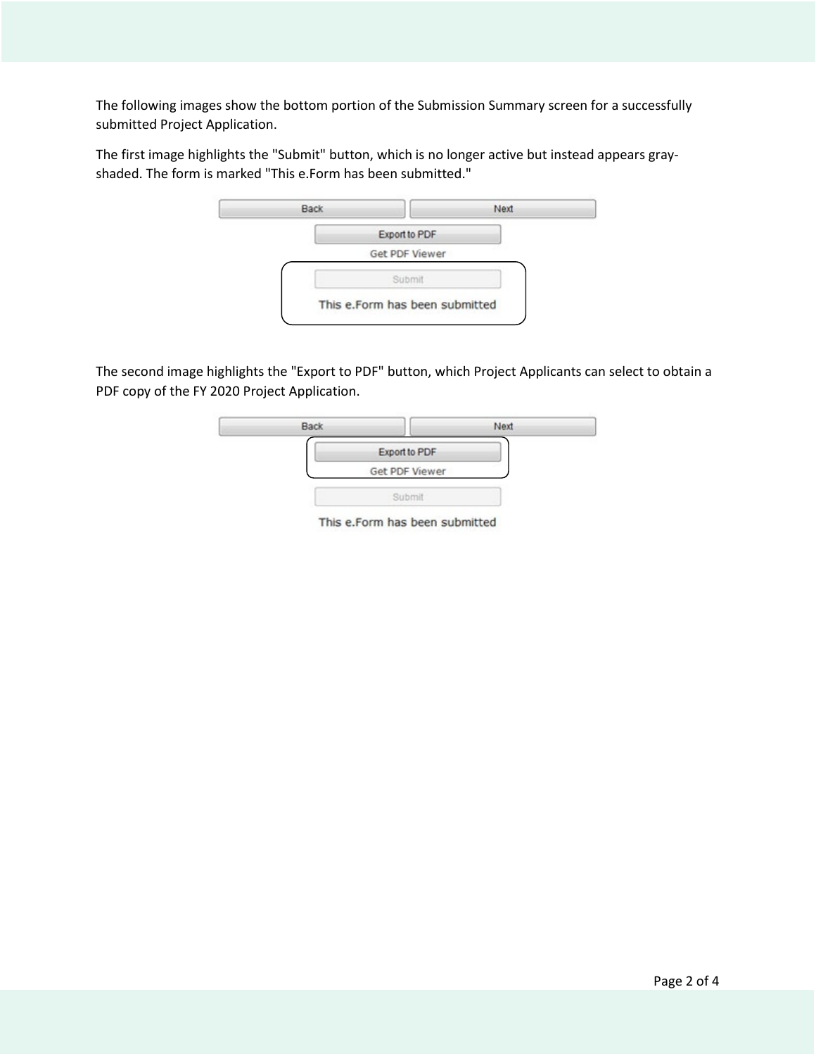The following images show the bottom portion of the Submission Summary screen for a successfully submitted Project Application.

The first image highlights the "Submit" button, which is no longer active but instead appears gray-shaded. The form is marked "This e.Form has been submitted."

Back Next

Export to PDF

Get PDF Viewer

Submit

This e.Form has been submitted

The second image highlights the "Export to PDF" button, which Project Applicants can select to obtain a PDF copy of the FY 2020 Project Application.

Back Next

Export to PDF

Get PDF Viewer

Submit

This e.Form has been submitted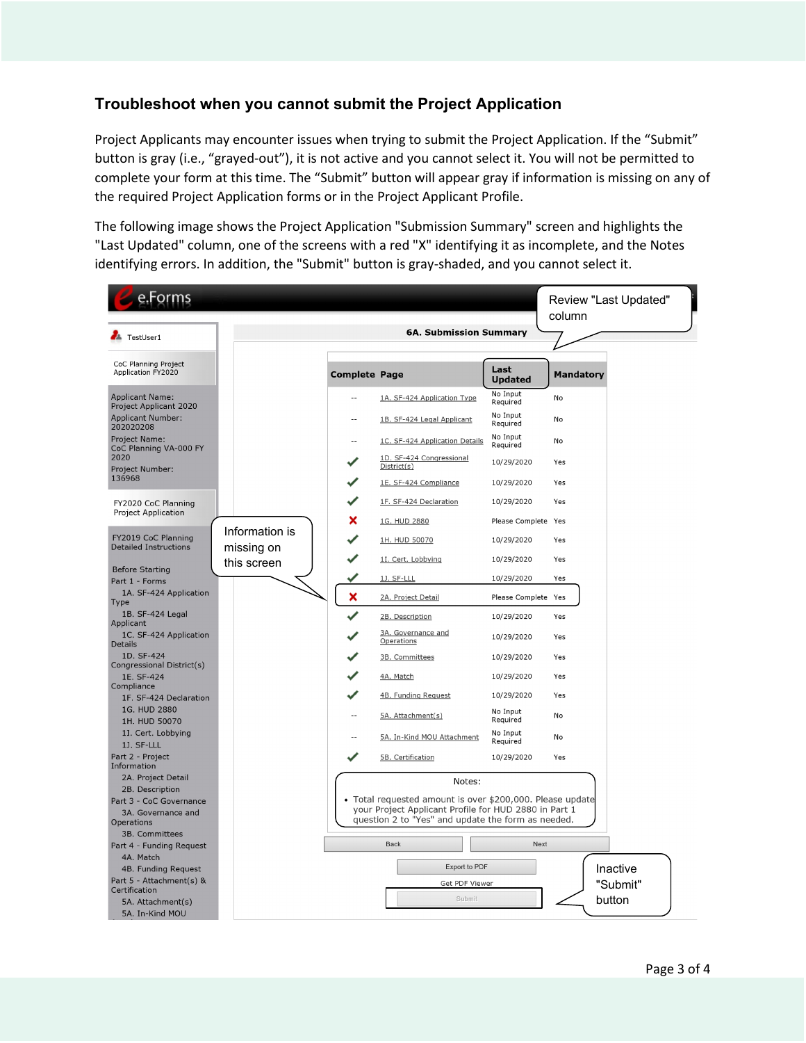## Troubleshoot when you cannot submit the Project Application

Project Applicants may encounter issues when trying to submit the Project Application. If the “Submit” button is gray (i.e., “grayed-out”), it is not active and you cannot select it. You will not be permitted to complete your form at this time. The “Submit” button will appear gray if information is missing on any of the required Project Application forms or in the Project Applicant Profile.

The following image shows the Project Application "Submission Summary" screen and highlights the "Last Updated" column, one of the screens with a red "X" identifying it as incomplete, and the Notes identifying errors. In addition, the "Submit" button is gray-shaded, and you cannot select it.

e.Forms

TestUser1

CoC Planning Project Application FY2020

Applicant Name: Project Applicant 2020
Applicant Number: 202020208
Project Name: CoC Planning VA-000 FY 2020
Project Number: 136968

FY2020 CoC Planning Project Application

FY2019 CoC Planning Detailed Instructions

Before Starting
Part 1 - Forms
1A. SF-424 Application Type
1B. SF-424 Legal Applicant
1C. SF-424 Application Details
1D. SF-424 Congressional District(s)
1E. SF-424 Compliance
1F. SF-424 Declaration
1G. HUD 2880
1H. HUD 50070
1I. Cert. Lobbying
1J. SF-LLL
Part 2 - Project Information
2A. Project Detail
2B. Description
Part 3 - CoC Governance
3A. Governance and Operations
3B. Committees
Part 4 - Funding Request
4A. Match
4B. Funding Request
Part 5 - Attachment(s) & Certification
5A. Attachment(s)
5A. In-Kind MOU

**6A. Submission Summary**

Review "Last Updated" column

| Complete | Page | Last Updated | Mandatory |
|---|---|---|---|
| -- | 1A. SF-424 Application Type | No Input Required | No |
| -- | 1B. SF-424 Legal Applicant | No Input Required | No |
| -- | 1C. SF-424 Application Details | No Input Required | No |
| ✔ | 1D. SF-424 Congressional District(s) | 10/29/2020 | Yes |
| ✔ | 1E. SF-424 Compliance | 10/29/2020 | Yes |
| ✔ | 1F. SF-424 Declaration | 10/29/2020 | Yes |
| ✘ | 1G. HUD 2880 | Please Complete | Yes |
| ✔ | 1H. HUD 50070 | 10/29/2020 | Yes |
| ✔ | 1I. Cert. Lobbying | 10/29/2020 | Yes |
| ✔ | 1J. SF-LLL | 10/29/2020 | Yes |
| ✘ | 2A. Project Detail | Please Complete | Yes |
| ✔ | 2B. Description | 10/29/2020 | Yes |
| ✔ | 3A. Governance and Operations | 10/29/2020 | Yes |
| ✔ | 3B. Committees | 10/29/2020 | Yes |
| ✔ | 4A. Match | 10/29/2020 | Yes |
| ✔ | 4B. Funding Request | 10/29/2020 | Yes |
| -- | 5A. Attachment(s) | No Input Required | No |
| -- | 5A. In-Kind MOU Attachment | No Input Required | No |
| ✔ | 5B. Certification | 10/29/2020 | Yes |

Information is missing on this screen

Notes:

- Total requested amount is over $200,000. Please update your Project Applicant Profile for HUD 2880 in Part 1 question 2 to "Yes" and update the form as needed.

Back | Next

Export to PDF

Get PDF Viewer

Submit

Inactive "Submit" button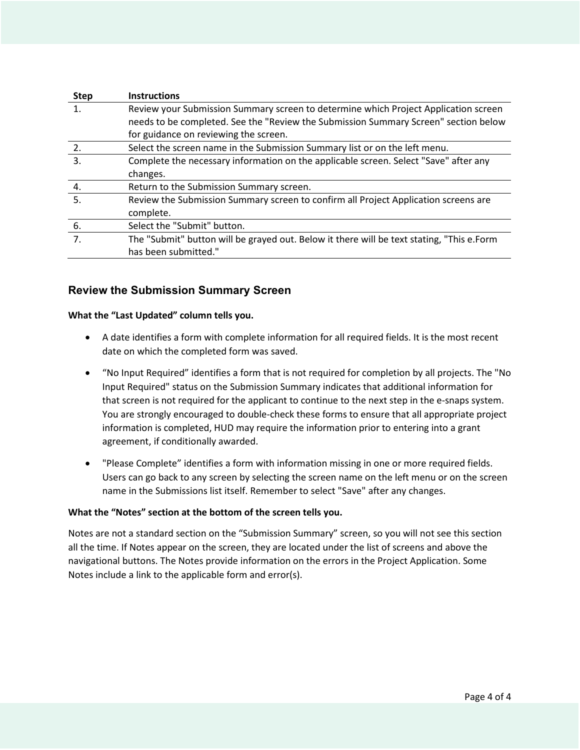| Step | Instructions |
| --- | --- |
| 1. | Review your Submission Summary screen to determine which Project Application screen needs to be completed. See the "Review the Submission Summary Screen" section below for guidance on reviewing the screen. |
| 2. | Select the screen name in the Submission Summary list or on the left menu. |
| 3. | Complete the necessary information on the applicable screen. Select "Save" after any changes. |
| 4. | Return to the Submission Summary screen. |
| 5. | Review the Submission Summary screen to confirm all Project Application screens are complete. |
| 6. | Select the "Submit" button. |
| 7. | The "Submit" button will be grayed out. Below it there will be text stating, "This e.Form has been submitted." |

## Review the Submission Summary Screen

**What the "Last Updated" column tells you.**

- A date identifies a form with complete information for all required fields. It is the most recent date on which the completed form was saved.
- "No Input Required" identifies a form that is not required for completion by all projects. The "No Input Required" status on the Submission Summary indicates that additional information for that screen is not required for the applicant to continue to the next step in the e-snaps system. You are strongly encouraged to double-check these forms to ensure that all appropriate project information is completed, HUD may require the information prior to entering into a grant agreement, if conditionally awarded.
- "Please Complete" identifies a form with information missing in one or more required fields. Users can go back to any screen by selecting the screen name on the left menu or on the screen name in the Submissions list itself. Remember to select "Save" after any changes.

**What the "Notes" section at the bottom of the screen tells you.**

Notes are not a standard section on the "Submission Summary" screen, so you will not see this section all the time. If Notes appear on the screen, they are located under the list of screens and above the navigational buttons. The Notes provide information on the errors in the Project Application. Some Notes include a link to the applicable form and error(s).